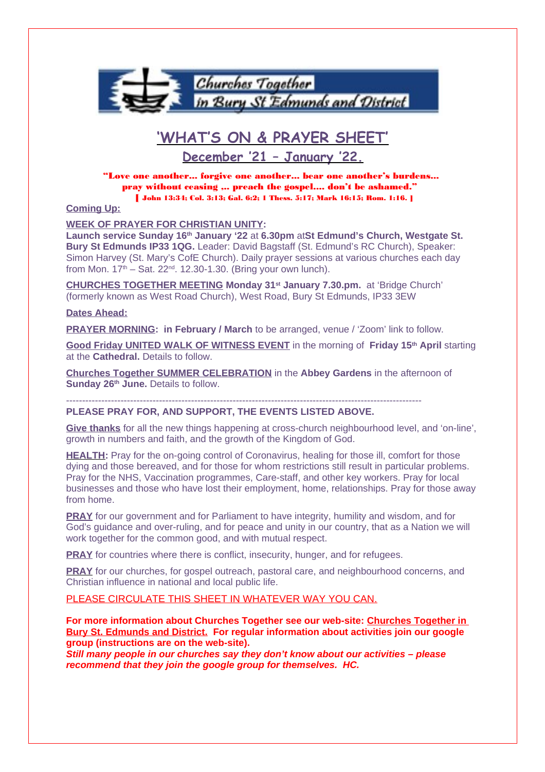Churches Together in Bury St Edmunds and District

# 'WHAT'S ON & PRAYER SHEET'

## December '21 – January '22.

**"Love one another… forgive one another… bear one another's burdens… pray without ceasing … preach the gospel…. don't be ashamed."**
**[ John 13:34; Col. 3:13; Gal. 6:2; 1 Thess. 5:17; Mark 16:15; Rom. 1:16. ]**

**Coming Up:**

**WEEK OF PRAYER FOR CHRISTIAN UNITY:**
**Launch service Sunday 16th January '22** at **6.30pm** at**St Edmund's Church, Westgate St. Bury St Edmunds IP33 1QG.** Leader: David Bagstaff (St. Edmund's RC Church), Speaker: Simon Harvey (St. Mary's CofE Church). Daily prayer sessions at various churches each day from Mon. 17th – Sat. 22nd. 12.30-1.30. (Bring your own lunch).

**CHURCHES TOGETHER MEETING Monday 31st January 7.30.pm.** at 'Bridge Church' (formerly known as West Road Church), West Road, Bury St Edmunds, IP33 3EW

**Dates Ahead:**

**PRAYER MORNING: in February / March** to be arranged, venue / 'Zoom' link to follow.

**Good Friday UNITED WALK OF WITNESS EVENT** in the morning of **Friday 15th April** starting at the **Cathedral.** Details to follow.

**Churches Together SUMMER CELEBRATION** in the **Abbey Gardens** in the afternoon of **Sunday 26th June.** Details to follow.

---

**PLEASE PRAY FOR, AND SUPPORT, THE EVENTS LISTED ABOVE.**

**Give thanks** for all the new things happening at cross-church neighbourhood level, and 'on-line', growth in numbers and faith, and the growth of the Kingdom of God.

**HEALTH:** Pray for the on-going control of Coronavirus, healing for those ill, comfort for those dying and those bereaved, and for those for whom restrictions still result in particular problems. Pray for the NHS, Vaccination programmes, Care-staff, and other key workers. Pray for local businesses and those who have lost their employment, home, relationships. Pray for those away from home.

**PRAY** for our government and for Parliament to have integrity, humility and wisdom, and for God's guidance and over-ruling, and for peace and unity in our country, that as a Nation we will work together for the common good, and with mutual respect.

**PRAY** for countries where there is conflict, insecurity, hunger, and for refugees.

**PRAY** for our churches, for gospel outreach, pastoral care, and neighbourhood concerns, and Christian influence in national and local public life.

PLEASE CIRCULATE THIS SHEET IN WHATEVER WAY YOU CAN.

**For more information about Churches Together see our web-site: Churches Together in Bury St. Edmunds and District. For regular information about activities join our google group (instructions are on the web-site).**
***Still many people in our churches say they don't know about our activities – please recommend that they join the google group for themselves. HC.***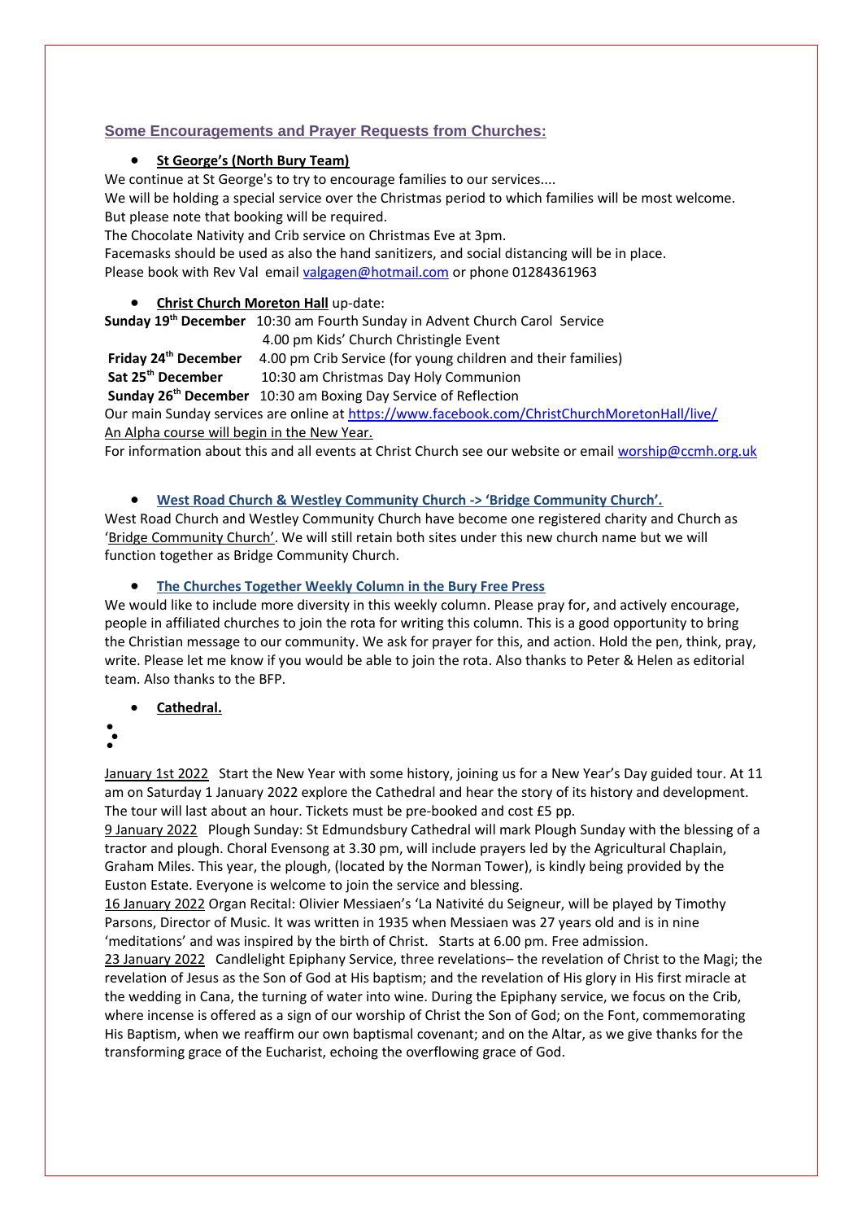## Some Encouragements and Prayer Requests from Churches:

- **St George's (North Bury Team)**

We continue at St George's to try to encourage families to our services....
We will be holding a special service over the Christmas period to which families will be most welcome.
But please note that booking will be required.
The Chocolate Nativity and Crib service on Christmas Eve at 3pm.
Facemasks should be used as also the hand sanitizers, and social distancing will be in place.
Please book with Rev Val email valgagen@hotmail.com or phone 01284361963

- **Christ Church Moreton Hall** up-date:

**Sunday 19th December** 10:30 am Fourth Sunday in Advent Church Carol Service
4.00 pm Kids' Church Christingle Event
**Friday 24th December** 4.00 pm Crib Service (for young children and their families)
**Sat 25th December** 10:30 am Christmas Day Holy Communion
**Sunday 26th December** 10:30 am Boxing Day Service of Reflection
Our main Sunday services are online at https://www.facebook.com/ChristChurchMoretonHall/live/
An Alpha course will begin in the New Year.
For information about this and all events at Christ Church see our website or email worship@ccmh.org.uk

- **West Road Church & Westley Community Church -> 'Bridge Community Church'.**

West Road Church and Westley Community Church have become one registered charity and Church as 'Bridge Community Church'. We will still retain both sites under this new church name but we will function together as Bridge Community Church.

- **The Churches Together Weekly Column in the Bury Free Press**

We would like to include more diversity in this weekly column. Please pray for, and actively encourage, people in affiliated churches to join the rota for writing this column. This is a good opportunity to bring the Christian message to our community. We ask for prayer for this, and action. Hold the pen, think, pray, write. Please let me know if you would be able to join the rota. Also thanks to Peter & Helen as editorial team. Also thanks to the BFP.

- **Cathedral.**

January 1st 2022 Start the New Year with some history, joining us for a New Year's Day guided tour. At 11 am on Saturday 1 January 2022 explore the Cathedral and hear the story of its history and development. The tour will last about an hour. Tickets must be pre-booked and cost £5 pp.

9 January 2022 Plough Sunday: St Edmundsbury Cathedral will mark Plough Sunday with the blessing of a tractor and plough. Choral Evensong at 3.30 pm, will include prayers led by the Agricultural Chaplain, Graham Miles. This year, the plough, (located by the Norman Tower), is kindly being provided by the Euston Estate. Everyone is welcome to join the service and blessing.

16 January 2022 Organ Recital: Olivier Messiaen's 'La Nativité du Seigneur, will be played by Timothy Parsons, Director of Music. It was written in 1935 when Messiaen was 27 years old and is in nine 'meditations' and was inspired by the birth of Christ. Starts at 6.00 pm. Free admission.

23 January 2022 Candlelight Epiphany Service, three revelations– the revelation of Christ to the Magi; the revelation of Jesus as the Son of God at His baptism; and the revelation of His glory in His first miracle at the wedding in Cana, the turning of water into wine. During the Epiphany service, we focus on the Crib, where incense is offered as a sign of our worship of Christ the Son of God; on the Font, commemorating His Baptism, when we reaffirm our own baptismal covenant; and on the Altar, as we give thanks for the transforming grace of the Eucharist, echoing the overflowing grace of God.